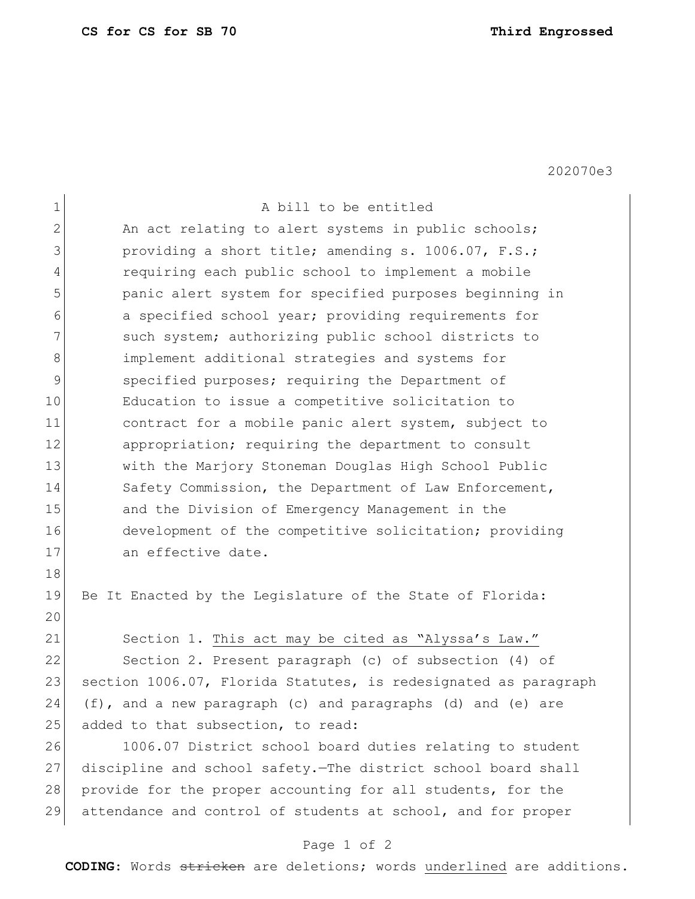**CS for CS for SB 70** **Third Engrossed**

202070e3

A bill to be entitled

An act relating to alert systems in public schools; providing a short title; amending s. 1006.07, F.S.; requiring each public school to implement a mobile panic alert system for specified purposes beginning in a specified school year; providing requirements for such system; authorizing public school districts to implement additional strategies and systems for specified purposes; requiring the Department of Education to issue a competitive solicitation to contract for a mobile panic alert system, subject to appropriation; requiring the department to consult with the Marjory Stoneman Douglas High School Public Safety Commission, the Department of Law Enforcement, and the Division of Emergency Management in the development of the competitive solicitation; providing an effective date.

Be It Enacted by the Legislature of the State of Florida:

Section 1. <u>This act may be cited as "Alyssa's Law."</u>

Section 2. Present paragraph (c) of subsection (4) of section 1006.07, Florida Statutes, is redesignated as paragraph (f), and a new paragraph (c) and paragraphs (d) and (e) are added to that subsection, to read:

1006.07 District school board duties relating to student discipline and school safety.—The district school board shall provide for the proper accounting for all students, for the attendance and control of students at school, and for proper

**CODING:** Words ~~stricken~~ are deletions; words <u>underlined</u> are additions.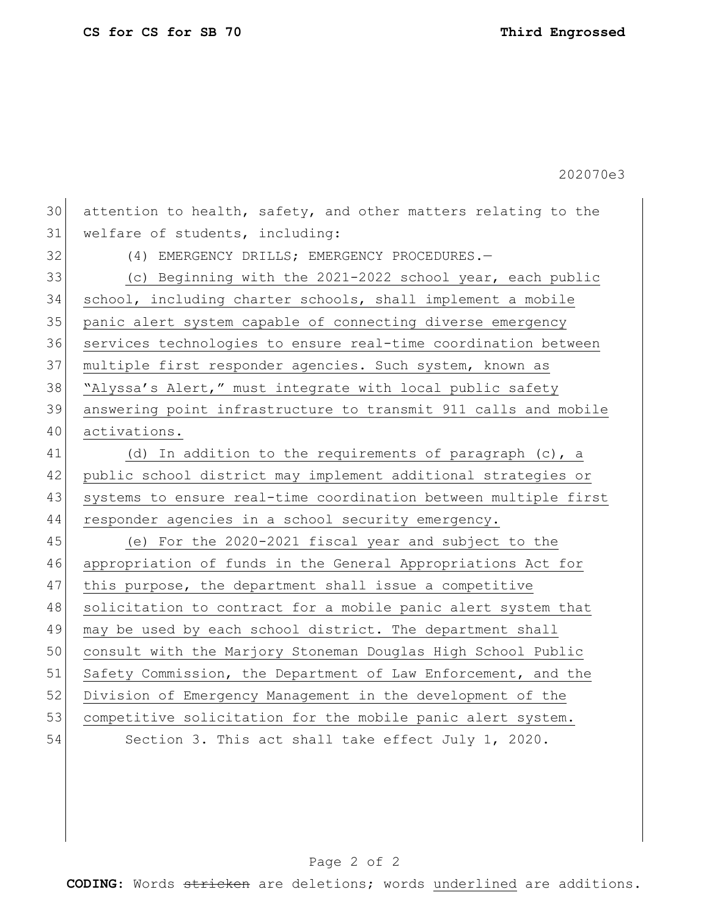attention to health, safety, and other matters relating to the welfare of students, including:

(4) EMERGENCY DRILLS; EMERGENCY PROCEDURES.—

(c) Beginning with the 2021-2022 school year, each public school, including charter schools, shall implement a mobile panic alert system capable of connecting diverse emergency services technologies to ensure real-time coordination between multiple first responder agencies. Such system, known as "Alyssa's Alert," must integrate with local public safety answering point infrastructure to transmit 911 calls and mobile activations.

(d) In addition to the requirements of paragraph (c), a public school district may implement additional strategies or systems to ensure real-time coordination between multiple first responder agencies in a school security emergency.

(e) For the 2020-2021 fiscal year and subject to the appropriation of funds in the General Appropriations Act for this purpose, the department shall issue a competitive solicitation to contract for a mobile panic alert system that may be used by each school district. The department shall consult with the Marjory Stoneman Douglas High School Public Safety Commission, the Department of Law Enforcement, and the Division of Emergency Management in the development of the competitive solicitation for the mobile panic alert system.

Section 3. This act shall take effect July 1, 2020.

**CODING:** Words ~~stricken~~ are deletions; words underlined are additions.